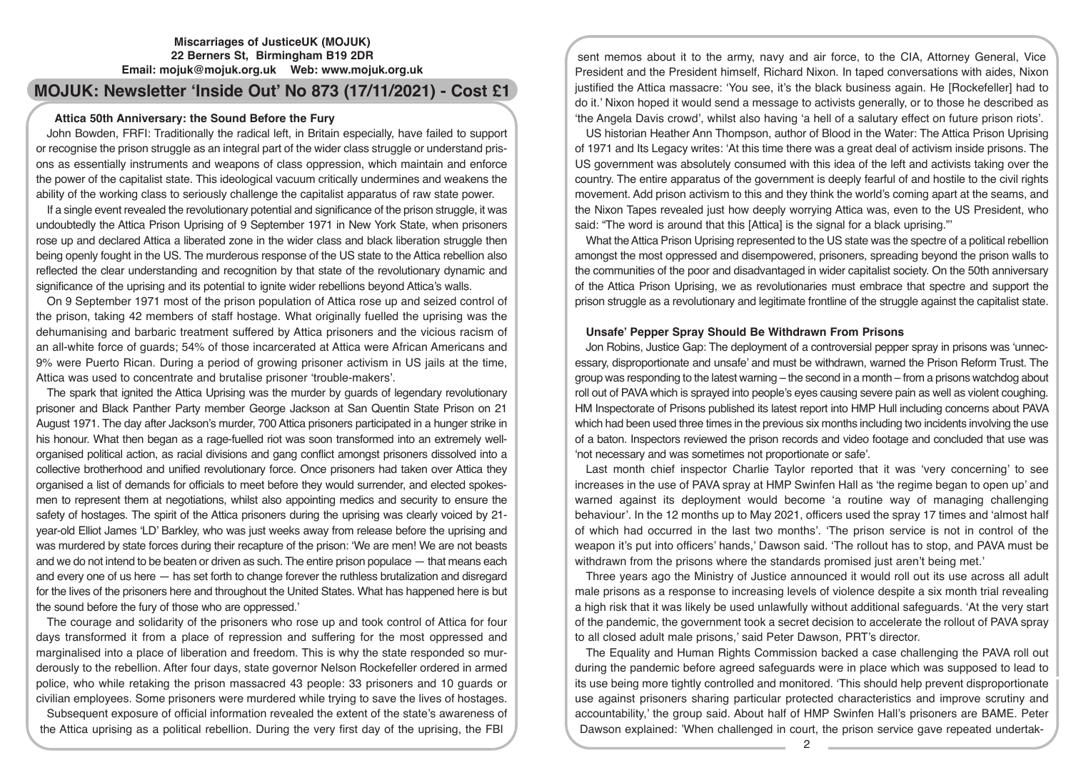**Miscarriages of JusticeUK (MOJUK)**
**22 Berners St, Birmingham B19 2DR**
**Email: mojuk@mojuk.org.uk Web: www.mojuk.org.uk**

# MOJUK: Newsletter 'Inside Out' No 873 (17/11/2021) - Cost £1

## Attica 50th Anniversary: the Sound Before the Fury

John Bowden, FRFI: Traditionally the radical left, in Britain especially, have failed to support or recognise the prison struggle as an integral part of the wider class struggle or understand prisons as essentially instruments and weapons of class oppression, which maintain and enforce the power of the capitalist state. This ideological vacuum critically undermines and weakens the ability of the working class to seriously challenge the capitalist apparatus of raw state power.

If a single event revealed the revolutionary potential and significance of the prison struggle, it was undoubtedly the Attica Prison Uprising of 9 September 1971 in New York State, when prisoners rose up and declared Attica a liberated zone in the wider class and black liberation struggle then being openly fought in the US. The murderous response of the US state to the Attica rebellion also reflected the clear understanding and recognition by that state of the revolutionary dynamic and significance of the uprising and its potential to ignite wider rebellions beyond Attica's walls.

On 9 September 1971 most of the prison population of Attica rose up and seized control of the prison, taking 42 members of staff hostage. What originally fuelled the uprising was the dehumanising and barbaric treatment suffered by Attica prisoners and the vicious racism of an all-white force of guards; 54% of those incarcerated at Attica were African Americans and 9% were Puerto Rican. During a period of growing prisoner activism in US jails at the time, Attica was used to concentrate and brutalise prisoner 'trouble-makers'.

The spark that ignited the Attica Uprising was the murder by guards of legendary revolutionary prisoner and Black Panther Party member George Jackson at San Quentin State Prison on 21 August 1971. The day after Jackson's murder, 700 Attica prisoners participated in a hunger strike in his honour. What then began as a rage-fuelled riot was soon transformed into an extremely well-organised political action, as racial divisions and gang conflict amongst prisoners dissolved into a collective brotherhood and unified revolutionary force. Once prisoners had taken over Attica they organised a list of demands for officials to meet before they would surrender, and elected spokesmen to represent them at negotiations, whilst also appointing medics and security to ensure the safety of hostages. The spirit of the Attica prisoners during the uprising was clearly voiced by 21-year-old Elliot James 'LD' Barkley, who was just weeks away from release before the uprising and was murdered by state forces during their recapture of the prison: 'We are men! We are not beasts and we do not intend to be beaten or driven as such. The entire prison populace — that means each and every one of us here — has set forth to change forever the ruthless brutalization and disregard for the lives of the prisoners here and throughout the United States. What has happened here is but the sound before the fury of those who are oppressed.'

The courage and solidarity of the prisoners who rose up and took control of Attica for four days transformed it from a place of repression and suffering for the most oppressed and marginalised into a place of liberation and freedom. This is why the state responded so murderously to the rebellion. After four days, state governor Nelson Rockefeller ordered in armed police, who while retaking the prison massacred 43 people: 33 prisoners and 10 guards or civilian employees. Some prisoners were murdered while trying to save the lives of hostages.

Subsequent exposure of official information revealed the extent of the state's awareness of the Attica uprising as a political rebellion. During the very first day of the uprising, the FBI sent memos about it to the army, navy and air force, to the CIA, Attorney General, Vice President and the President himself, Richard Nixon. In taped conversations with aides, Nixon justified the Attica massacre: 'You see, it's the black business again. He [Rockefeller] had to do it.' Nixon hoped it would send a message to activists generally, or to those he described as 'the Angela Davis crowd', whilst also having 'a hell of a salutary effect on future prison riots'.

US historian Heather Ann Thompson, author of Blood in the Water: The Attica Prison Uprising of 1971 and Its Legacy writes: 'At this time there was a great deal of activism inside prisons. The US government was absolutely consumed with this idea of the left and activists taking over the country. The entire apparatus of the government is deeply fearful of and hostile to the civil rights movement. Add prison activism to this and they think the world's coming apart at the seams, and the Nixon Tapes revealed just how deeply worrying Attica was, even to the US President, who said: "The word is around that this [Attica] is the signal for a black uprising."'

What the Attica Prison Uprising represented to the US state was the spectre of a political rebellion amongst the most oppressed and disempowered, prisoners, spreading beyond the prison walls to the communities of the poor and disadvantaged in wider capitalist society. On the 50th anniversary of the Attica Prison Uprising, we as revolutionaries must embrace that spectre and support the prison struggle as a revolutionary and legitimate frontline of the struggle against the capitalist state.

## Unsafe' Pepper Spray Should Be Withdrawn From Prisons

Jon Robins, Justice Gap: The deployment of a controversial pepper spray in prisons was 'unnecessary, disproportionate and unsafe' and must be withdrawn, warned the Prison Reform Trust. The group was responding to the latest warning – the second in a month – from a prisons watchdog about roll out of PAVA which is sprayed into people's eyes causing severe pain as well as violent coughing. HM Inspectorate of Prisons published its latest report into HMP Hull including concerns about PAVA which had been used three times in the previous six months including two incidents involving the use of a baton. Inspectors reviewed the prison records and video footage and concluded that use was 'not necessary and was sometimes not proportionate or safe'.

Last month chief inspector Charlie Taylor reported that it was 'very concerning' to see increases in the use of PAVA spray at HMP Swinfen Hall as 'the regime began to open up' and warned against its deployment would become 'a routine way of managing challenging behaviour'. In the 12 months up to May 2021, officers used the spray 17 times and 'almost half of which had occurred in the last two months'. 'The prison service is not in control of the weapon it's put into officers' hands,' Dawson said. 'The rollout has to stop, and PAVA must be withdrawn from the prisons where the standards promised just aren't being met.'

Three years ago the Ministry of Justice announced it would roll out its use across all adult male prisons as a response to increasing levels of violence despite a six month trial revealing a high risk that it was likely be used unlawfully without additional safeguards. 'At the very start of the pandemic, the government took a secret decision to accelerate the rollout of PAVA spray to all closed adult male prisons,' said Peter Dawson, PRT's director.

The Equality and Human Rights Commission backed a case challenging the PAVA roll out during the pandemic before agreed safeguards were in place which was supposed to lead to its use being more tightly controlled and monitored. 'This should help prevent disproportionate use against prisoners sharing particular protected characteristics and improve scrutiny and accountability,' the group said. About half of HMP Swinfen Hall's prisoners are BAME. Peter Dawson explained: 'When challenged in court, the prison service gave repeated undertak-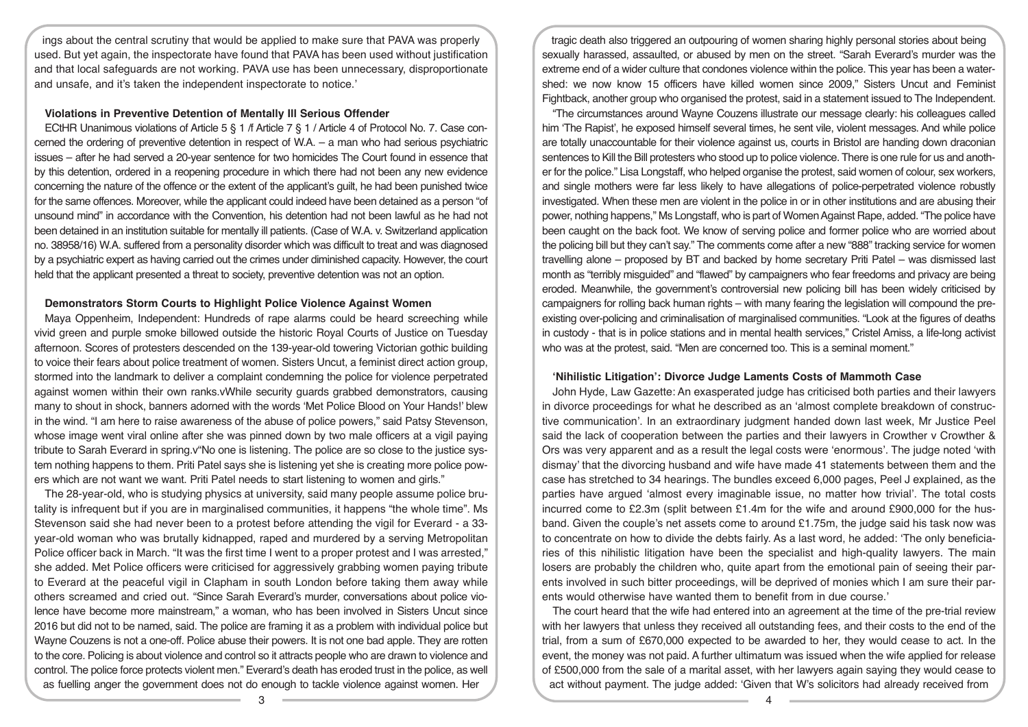ings about the central scrutiny that would be applied to make sure that PAVA was properly used. But yet again, the inspectorate have found that PAVA has been used without justification and that local safeguards are not working. PAVA use has been unnecessary, disproportionate and unsafe, and it's taken the independent inspectorate to notice.'

### Violations in Preventive Detention of Mentally Ill Serious Offender

ECtHR Unanimous violations of Article 5 § 1 /f Article 7 § 1 / Article 4 of Protocol No. 7. Case concerned the ordering of preventive detention in respect of W.A. – a man who had serious psychiatric issues – after he had served a 20-year sentence for two homicides The Court found in essence that by this detention, ordered in a reopening procedure in which there had not been any new evidence concerning the nature of the offence or the extent of the applicant's guilt, he had been punished twice for the same offences. Moreover, while the applicant could indeed have been detained as a person "of unsound mind" in accordance with the Convention, his detention had not been lawful as he had not been detained in an institution suitable for mentally ill patients. (Case of W.A. v. Switzerland application no. 38958/16) W.A. suffered from a personality disorder which was difficult to treat and was diagnosed by a psychiatric expert as having carried out the crimes under diminished capacity. However, the court held that the applicant presented a threat to society, preventive detention was not an option.

### Demonstrators Storm Courts to Highlight Police Violence Against Women

Maya Oppenheim, Independent: Hundreds of rape alarms could be heard screeching while vivid green and purple smoke billowed outside the historic Royal Courts of Justice on Tuesday afternoon. Scores of protesters descended on the 139-year-old towering Victorian gothic building to voice their fears about police treatment of women. Sisters Uncut, a feminist direct action group, stormed into the landmark to deliver a complaint condemning the police for violence perpetrated against women within their own ranks.vWhile security guards grabbed demonstrators, causing many to shout in shock, banners adorned with the words 'Met Police Blood on Your Hands!' blew in the wind. "I am here to raise awareness of the abuse of police powers," said Patsy Stevenson, whose image went viral online after she was pinned down by two male officers at a vigil paying tribute to Sarah Everard in spring.v"No one is listening. The police are so close to the justice system nothing happens to them. Priti Patel says she is listening yet she is creating more police powers which are not what we want. Priti Patel needs to start listening to women and girls."

The 28-year-old, who is studying physics at university, said many people assume police brutality is infrequent but if you are in marginalised communities, it happens "the whole time". Ms Stevenson said she had never been to a protest before attending the vigil for Everard - a 33-year-old woman who was brutally kidnapped, raped and murdered by a serving Metropolitan Police officer back in March. "It was the first time I went to a proper protest and I was arrested," she added. Met Police officers were criticised for aggressively grabbing women paying tribute to Everard at the peaceful vigil in Clapham in south London before taking them away while others screamed and cried out. "Since Sarah Everard's murder, conversations about police violence have become more mainstream," a woman, who has been involved in Sisters Uncut since 2016 but did not to be named, said. The police are framing it as a problem with individual police but Wayne Couzens is not a one-off. Police abuse their powers. It is not one bad apple. They are rotten to the core. Policing is about violence and control so it attracts people who are drawn to violence and control. The police force protects violent men." Everard's death has eroded trust in the police, as well as fuelling anger the government does not do enough to tackle violence against women. Her tragic death also triggered an outpouring of women sharing highly personal stories about being sexually harassed, assaulted, or abused by men on the street. "Sarah Everard's murder was the extreme end of a wider culture that condones violence within the police. This year has been a watershed: we now know 15 officers have killed women since 2009," Sisters Uncut and Feminist Fightback, another group who organised the protest, said in a statement issued to The Independent.

"The circumstances around Wayne Couzens illustrate our message clearly: his colleagues called him 'The Rapist', he exposed himself several times, he sent vile, violent messages. And while police are totally unaccountable for their violence against us, courts in Bristol are handing down draconian sentences to Kill the Bill protesters who stood up to police violence. There is one rule for us and another for the police." Lisa Longstaff, who helped organise the protest, said women of colour, sex workers, and single mothers were far less likely to have allegations of police-perpetrated violence robustly investigated. When these men are violent in the police in or in other institutions and are abusing their power, nothing happens," Ms Longstaff, who is part of Women Against Rape, added. "The police have been caught on the back foot. We know of serving police and former police who are worried about the policing bill but they can't say." The comments come after a new "888" tracking service for women travelling alone – proposed by BT and backed by home secretary Priti Patel – was dismissed last month as "terribly misguided" and "flawed" by campaigners who fear freedoms and privacy are being eroded. Meanwhile, the government's controversial new policing bill has been widely criticised by campaigners for rolling back human rights – with many fearing the legislation will compound the pre-existing over-policing and criminalisation of marginalised communities. "Look at the figures of deaths in custody - that is in police stations and in mental health services," Cristel Amiss, a life-long activist who was at the protest, said. "Men are concerned too. This is a seminal moment."

### 'Nihilistic Litigation': Divorce Judge Laments Costs of Mammoth Case

John Hyde, Law Gazette: An exasperated judge has criticised both parties and their lawyers in divorce proceedings for what he described as an 'almost complete breakdown of constructive communication'. In an extraordinary judgment handed down last week, Mr Justice Peel said the lack of cooperation between the parties and their lawyers in Crowther v Crowther & Ors was very apparent and as a result the legal costs were 'enormous'. The judge noted 'with dismay' that the divorcing husband and wife have made 41 statements between them and the case has stretched to 34 hearings. The bundles exceed 6,000 pages, Peel J explained, as the parties have argued 'almost every imaginable issue, no matter how trivial'. The total costs incurred come to £2.3m (split between £1.4m for the wife and around £900,000 for the husband. Given the couple's net assets come to around £1.75m, the judge said his task now was to concentrate on how to divide the debts fairly. As a last word, he added: 'The only beneficiaries of this nihilistic litigation have been the specialist and high-quality lawyers. The main losers are probably the children who, quite apart from the emotional pain of seeing their parents involved in such bitter proceedings, will be deprived of monies which I am sure their parents would otherwise have wanted them to benefit from in due course.'

The court heard that the wife had entered into an agreement at the time of the pre-trial review with her lawyers that unless they received all outstanding fees, and their costs to the end of the trial, from a sum of £670,000 expected to be awarded to her, they would cease to act. In the event, the money was not paid. A further ultimatum was issued when the wife applied for release of £500,000 from the sale of a marital asset, with her lawyers again saying they would cease to act without payment. The judge added: 'Given that W's solicitors had already received from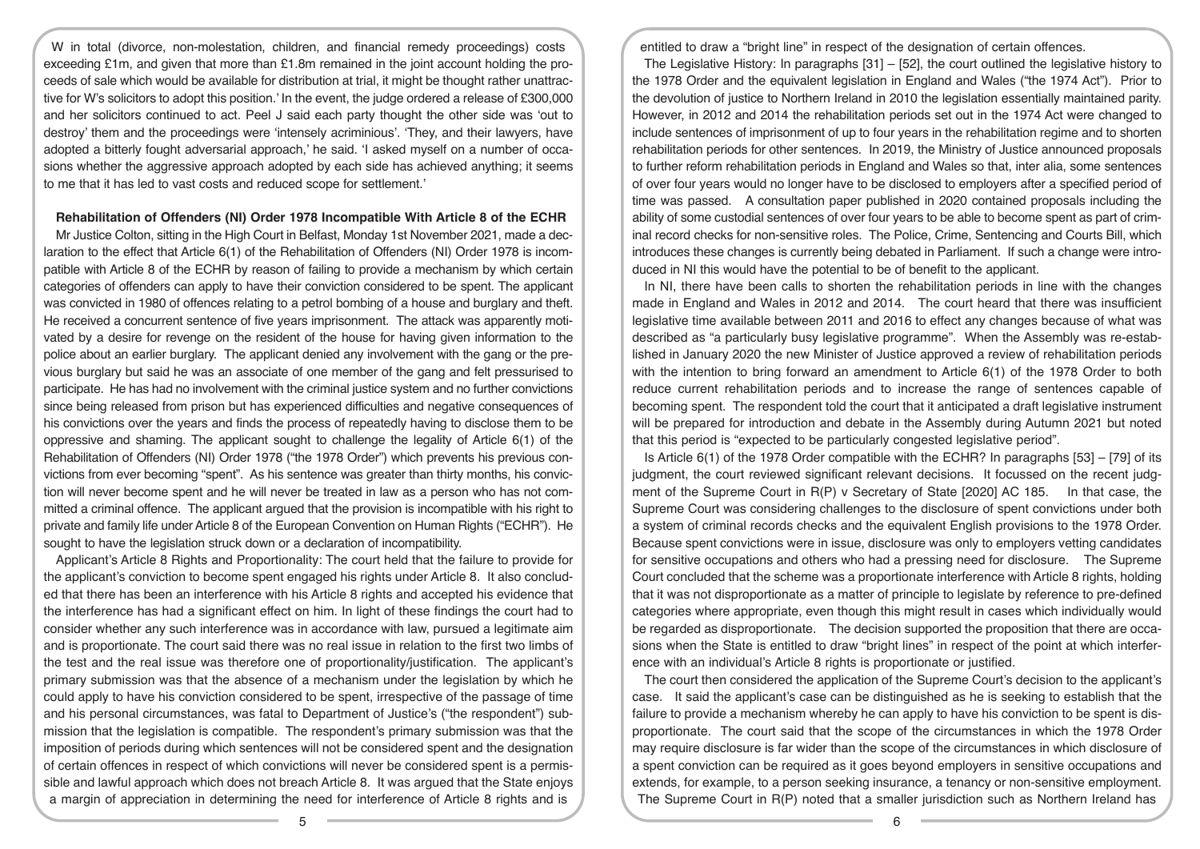W in total (divorce, non-molestation, children, and financial remedy proceedings) costs exceeding £1m, and given that more than £1.8m remained in the joint account holding the proceeds of sale which would be available for distribution at trial, it might be thought rather unattractive for W's solicitors to adopt this position.' In the event, the judge ordered a release of £300,000 and her solicitors continued to act. Peel J said each party thought the other side was 'out to destroy' them and the proceedings were 'intensely acrimonious'. 'They, and their lawyers, have adopted a bitterly fought adversarial approach,' he said. 'I asked myself on a number of occasions whether the aggressive approach adopted by each side has achieved anything; it seems to me that it has led to vast costs and reduced scope for settlement.'

**Rehabilitation of Offenders (NI) Order 1978 Incompatible With Article 8 of the ECHR**

Mr Justice Colton, sitting in the High Court in Belfast, Monday 1st November 2021, made a declaration to the effect that Article 6(1) of the Rehabilitation of Offenders (NI) Order 1978 is incompatible with Article 8 of the ECHR by reason of failing to provide a mechanism by which certain categories of offenders can apply to have their conviction considered to be spent. The applicant was convicted in 1980 of offences relating to a petrol bombing of a house and burglary and theft. He received a concurrent sentence of five years imprisonment. The attack was apparently motivated by a desire for revenge on the resident of the house for having given information to the police about an earlier burglary. The applicant denied any involvement with the gang or the previous burglary but said he was an associate of one member of the gang and felt pressurised to participate. He has had no involvement with the criminal justice system and no further convictions since being released from prison but has experienced difficulties and negative consequences of his convictions over the years and finds the process of repeatedly having to disclose them to be oppressive and shaming. The applicant sought to challenge the legality of Article 6(1) of the Rehabilitation of Offenders (NI) Order 1978 ("the 1978 Order") which prevents his previous convictions from ever becoming "spent". As his sentence was greater than thirty months, his conviction will never become spent and he will never be treated in law as a person who has not committed a criminal offence. The applicant argued that the provision is incompatible with his right to private and family life under Article 8 of the European Convention on Human Rights ("ECHR"). He sought to have the legislation struck down or a declaration of incompatibility.

Applicant's Article 8 Rights and Proportionality: The court held that the failure to provide for the applicant's conviction to become spent engaged his rights under Article 8. It also concluded that there has been an interference with his Article 8 rights and accepted his evidence that the interference has had a significant effect on him. In light of these findings the court had to consider whether any such interference was in accordance with law, pursued a legitimate aim and is proportionate. The court said there was no real issue in relation to the first two limbs of the test and the real issue was therefore one of proportionality/justification. The applicant's primary submission was that the absence of a mechanism under the legislation by which he could apply to have his conviction considered to be spent, irrespective of the passage of time and his personal circumstances, was fatal to Department of Justice's ("the respondent") submission that the legislation is compatible. The respondent's primary submission was that the imposition of periods during which sentences will not be considered spent and the designation of certain offences in respect of which convictions will never be considered spent is a permissible and lawful approach which does not breach Article 8. It was argued that the State enjoys a margin of appreciation in determining the need for interference of Article 8 rights and is entitled to draw a "bright line" in respect of the designation of certain offences.

The Legislative History: In paragraphs [31] – [52], the court outlined the legislative history to the 1978 Order and the equivalent legislation in England and Wales ("the 1974 Act"). Prior to the devolution of justice to Northern Ireland in 2010 the legislation essentially maintained parity. However, in 2012 and 2014 the rehabilitation periods set out in the 1974 Act were changed to include sentences of imprisonment of up to four years in the rehabilitation regime and to shorten rehabilitation periods for other sentences. In 2019, the Ministry of Justice announced proposals to further reform rehabilitation periods in England and Wales so that, inter alia, some sentences of over four years would no longer have to be disclosed to employers after a specified period of time was passed. A consultation paper published in 2020 contained proposals including the ability of some custodial sentences of over four years to be able to become spent as part of criminal record checks for non-sensitive roles. The Police, Crime, Sentencing and Courts Bill, which introduces these changes is currently being debated in Parliament. If such a change were introduced in NI this would have the potential to be of benefit to the applicant.

In NI, there have been calls to shorten the rehabilitation periods in line with the changes made in England and Wales in 2012 and 2014. The court heard that there was insufficient legislative time available between 2011 and 2016 to effect any changes because of what was described as "a particularly busy legislative programme". When the Assembly was re-established in January 2020 the new Minister of Justice approved a review of rehabilitation periods with the intention to bring forward an amendment to Article 6(1) of the 1978 Order to both reduce current rehabilitation periods and to increase the range of sentences capable of becoming spent. The respondent told the court that it anticipated a draft legislative instrument will be prepared for introduction and debate in the Assembly during Autumn 2021 but noted that this period is "expected to be particularly congested legislative period".

Is Article 6(1) of the 1978 Order compatible with the ECHR? In paragraphs [53] – [79] of its judgment, the court reviewed significant relevant decisions. It focussed on the recent judgment of the Supreme Court in R(P) v Secretary of State [2020] AC 185. In that case, the Supreme Court was considering challenges to the disclosure of spent convictions under both a system of criminal records checks and the equivalent English provisions to the 1978 Order. Because spent convictions were in issue, disclosure was only to employers vetting candidates for sensitive occupations and others who had a pressing need for disclosure. The Supreme Court concluded that the scheme was a proportionate interference with Article 8 rights, holding that it was not disproportionate as a matter of principle to legislate by reference to pre-defined categories where appropriate, even though this might result in cases which individually would be regarded as disproportionate. The decision supported the proposition that there are occasions when the State is entitled to draw "bright lines" in respect of the point at which interference with an individual's Article 8 rights is proportionate or justified.

The court then considered the application of the Supreme Court's decision to the applicant's case. It said the applicant's case can be distinguished as he is seeking to establish that the failure to provide a mechanism whereby he can apply to have his conviction to be spent is disproportionate. The court said that the scope of the circumstances in which the 1978 Order may require disclosure is far wider than the scope of the circumstances in which disclosure of a spent conviction can be required as it goes beyond employers in sensitive occupations and extends, for example, to a person seeking insurance, a tenancy or non-sensitive employment. The Supreme Court in R(P) noted that a smaller jurisdiction such as Northern Ireland has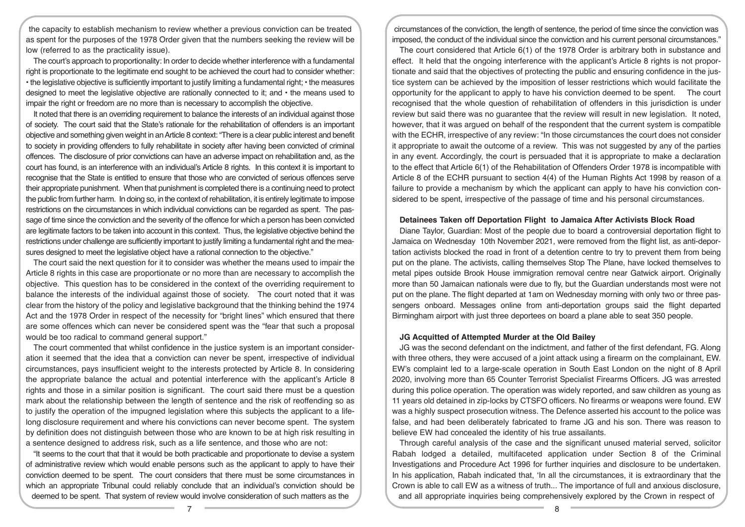the capacity to establish mechanism to review whether a previous conviction can be treated as spent for the purposes of the 1978 Order given that the numbers seeking the review will be low (referred to as the practicality issue).

The court's approach to proportionality: In order to decide whether interference with a fundamental right is proportionate to the legitimate end sought to be achieved the court had to consider whether: • the legislative objective is sufficiently important to justify limiting a fundamental right; • the measures designed to meet the legislative objective are rationally connected to it; and • the means used to impair the right or freedom are no more than is necessary to accomplish the objective.

It noted that there is an overriding requirement to balance the interests of an individual against those of society. The court said that the State's rationale for the rehabilitation of offenders is an important objective and something given weight in an Article 8 context: "There is a clear public interest and benefit to society in providing offenders to fully rehabilitate in society after having been convicted of criminal offences. The disclosure of prior convictions can have an adverse impact on rehabilitation and, as the court has found, is an interference with an individual's Article 8 rights. In this context it is important to recognise that the State is entitled to ensure that those who are convicted of serious offences serve their appropriate punishment. When that punishment is completed there is a continuing need to protect the public from further harm. In doing so, in the context of rehabilitation, it is entirely legitimate to impose restrictions on the circumstances in which individual convictions can be regarded as spent. The passage of time since the conviction and the severity of the offence for which a person has been convicted are legitimate factors to be taken into account in this context. Thus, the legislative objective behind the restrictions under challenge are sufficiently important to justify limiting a fundamental right and the measures designed to meet the legislative object have a rational connection to the objective."

The court said the next question for it to consider was whether the means used to impair the Article 8 rights in this case are proportionate or no more than are necessary to accomplish the objective. This question has to be considered in the context of the overriding requirement to balance the interests of the individual against those of society. The court noted that it was clear from the history of the policy and legislative background that the thinking behind the 1974 Act and the 1978 Order in respect of the necessity for "bright lines" which ensured that there are some offences which can never be considered spent was the "fear that such a proposal would be too radical to command general support."

The court commented that whilst confidence in the justice system is an important consideration it seemed that the idea that a conviction can never be spent, irrespective of individual circumstances, pays insufficient weight to the interests protected by Article 8. In considering the appropriate balance the actual and potential interference with the applicant's Article 8 rights and those in a similar position is significant. The court said there must be a question mark about the relationship between the length of sentence and the risk of reoffending so as to justify the operation of the impugned legislation where this subjects the applicant to a lifelong disclosure requirement and where his convictions can never become spent. The system by definition does not distinguish between those who are known to be at high risk resulting in a sentence designed to address risk, such as a life sentence, and those who are not:

"It seems to the court that that it would be both practicable and proportionate to devise a system of administrative review which would enable persons such as the applicant to apply to have their conviction deemed to be spent. The court considers that there must be some circumstances in which an appropriate Tribunal could reliably conclude that an individual's conviction should be deemed to be spent. That system of review would involve consideration of such matters as the circumstances of the conviction, the length of sentence, the period of time since the conviction was imposed, the conduct of the individual since the conviction and his current personal circumstances."

The court considered that Article 6(1) of the 1978 Order is arbitrary both in substance and effect. It held that the ongoing interference with the applicant's Article 8 rights is not proportionate and said that the objectives of protecting the public and ensuring confidence in the justice system can be achieved by the imposition of lesser restrictions which would facilitate the opportunity for the applicant to apply to have his conviction deemed to be spent. The court recognised that the whole question of rehabilitation of offenders in this jurisdiction is under review but said there was no guarantee that the review will result in new legislation. It noted, however, that it was argued on behalf of the respondent that the current system is compatible with the ECHR, irrespective of any review: "In those circumstances the court does not consider it appropriate to await the outcome of a review. This was not suggested by any of the parties in any event. Accordingly, the court is persuaded that it is appropriate to make a declaration to the effect that Article 6(1) of the Rehabilitation of Offenders Order 1978 is incompatible with Article 8 of the ECHR pursuant to section 4(4) of the Human Rights Act 1998 by reason of a failure to provide a mechanism by which the applicant can apply to have his conviction considered to be spent, irrespective of the passage of time and his personal circumstances.

### Detainees Taken off Deportation Flight to Jamaica After Activists Block Road

Diane Taylor, Guardian: Most of the people due to board a controversial deportation flight to Jamaica on Wednesday 10th November 2021, were removed from the flight list, as anti-deportation activists blocked the road in front of a detention centre to try to prevent them from being put on the plane. The activists, calling themselves Stop The Plane, have locked themselves to metal pipes outside Brook House immigration removal centre near Gatwick airport. Originally more than 50 Jamaican nationals were due to fly, but the Guardian understands most were not put on the plane. The flight departed at 1am on Wednesday morning with only two or three passengers onboard. Messages online from anti-deportation groups said the flight departed Birmingham airport with just three deportees on board a plane able to seat 350 people.

### JG Acquitted of Attempted Murder at the Old Bailey

JG was the second defendant on the indictment, and father of the first defendant, FG. Along with three others, they were accused of a joint attack using a firearm on the complainant, EW. EW's complaint led to a large-scale operation in South East London on the night of 8 April 2020, involving more than 65 Counter Terrorist Specialist Firearms Officers. JG was arrested during this police operation. The operation was widely reported, and saw children as young as 11 years old detained in zip-locks by CTSFO officers. No firearms or weapons were found. EW was a highly suspect prosecution witness. The Defence asserted his account to the police was false, and had been deliberately fabricated to frame JG and his son. There was reason to believe EW had concealed the identity of his true assailants.

Through careful analysis of the case and the significant unused material served, solicitor Rabah lodged a detailed, multifaceted application under Section 8 of the Criminal Investigations and Procedure Act 1996 for further inquiries and disclosure to be undertaken. In his application, Rabah indicated that, 'In all the circumstances, it is extraordinary that the Crown is able to call EW as a witness of truth... The importance of full and anxious disclosure, and all appropriate inquiries being comprehensively explored by the Crown in respect of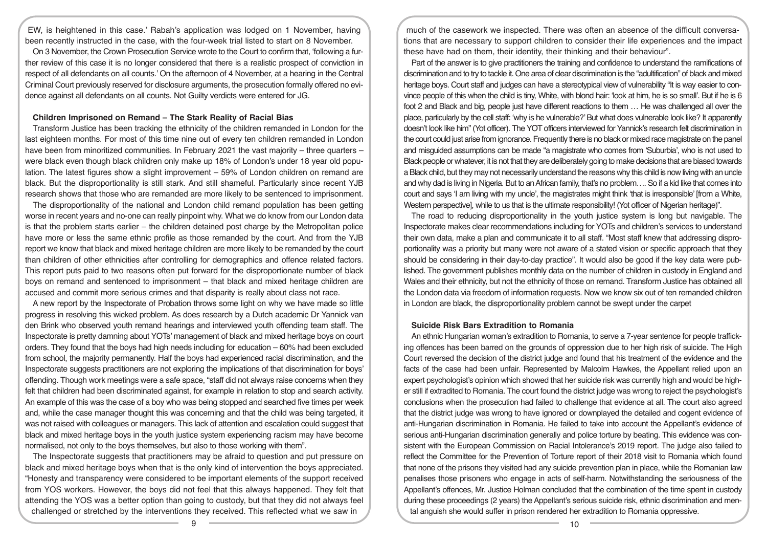EW, is heightened in this case.' Rabah's application was lodged on 1 November, having been recently instructed in the case, with the four-week trial listed to start on 8 November.

On 3 November, the Crown Prosecution Service wrote to the Court to confirm that, 'following a further review of this case it is no longer considered that there is a realistic prospect of conviction in respect of all defendants on all counts.' On the afternoon of 4 November, at a hearing in the Central Criminal Court previously reserved for disclosure arguments, the prosecution formally offered no evidence against all defendants on all counts. Not Guilty verdicts were entered for JG.

### Children Imprisoned on Remand – The Stark Reality of Racial Bias

Transform Justice has been tracking the ethnicity of the children remanded in London for the last eighteen months. For most of this time nine out of every ten children remanded in London have been from minoritized communities. In February 2021 the vast majority – three quarters – were black even though black children only make up 18% of London's under 18 year old population. The latest figures show a slight improvement – 59% of London children on remand are black. But the disproportionality is still stark. And still shameful. Particularly since recent YJB research shows that those who are remanded are more likely to be sentenced to imprisonment.

The disproportionality of the national and London child remand population has been getting worse in recent years and no-one can really pinpoint why. What we do know from our London data is that the problem starts earlier – the children detained post charge by the Metropolitan police have more or less the same ethnic profile as those remanded by the court. And from the YJB report we know that black and mixed heritage children are more likely to be remanded by the court than children of other ethnicities after controlling for demographics and offence related factors. This report puts paid to two reasons often put forward for the disproportionate number of black boys on remand and sentenced to imprisonment – that black and mixed heritage children are accused and commit more serious crimes and that disparity is really about class not race.

A new report by the Inspectorate of Probation throws some light on why we have made so little progress in resolving this wicked problem. As does research by a Dutch academic Dr Yannick van den Brink who observed youth remand hearings and interviewed youth offending team staff. The Inspectorate is pretty damning about YOTs' management of black and mixed heritage boys on court orders. They found that the boys had high needs including for education – 60% had been excluded from school, the majority permanently. Half the boys had experienced racial discrimination, and the Inspectorate suggests practitioners are not exploring the implications of that discrimination for boys' offending. Though work meetings were a safe space, "staff did not always raise concerns when they felt that children had been discriminated against, for example in relation to stop and search activity. An example of this was the case of a boy who was being stopped and searched five times per week and, while the case manager thought this was concerning and that the child was being targeted, it was not raised with colleagues or managers. This lack of attention and escalation could suggest that black and mixed heritage boys in the youth justice system experiencing racism may have become normalised, not only to the boys themselves, but also to those working with them".

The Inspectorate suggests that practitioners may be afraid to question and put pressure on black and mixed heritage boys when that is the only kind of intervention the boys appreciated. "Honesty and transparency were considered to be important elements of the support received from YOS workers. However, the boys did not feel that this always happened. They felt that attending the YOS was a better option than going to custody, but that they did not always feel challenged or stretched by the interventions they received. This reflected what we saw in much of the casework we inspected. There was often an absence of the difficult conversations that are necessary to support children to consider their life experiences and the impact these have had on them, their identity, their thinking and their behaviour".

Part of the answer is to give practitioners the training and confidence to understand the ramifications of discrimination and to try to tackle it. One area of clear discrimination is the "adultification" of black and mixed heritage boys. Court staff and judges can have a stereotypical view of vulnerability "It is way easier to convince people of this when the child is tiny, White, with blond hair: 'look at him, he is so small'. But if he is 6 foot 2 and Black and big, people just have different reactions to them … He was challenged all over the place, particularly by the cell staff: 'why is he vulnerable?' But what does vulnerable look like? It apparently doesn't look like him" (Yot officer). The YOT officers interviewed for Yannick's research felt discrimination in the court could just arise from ignorance. Frequently there is no black or mixed race magistrate on the panel and misguided assumptions can be made "a magistrate who comes from 'Suburbia', who is not used to Black people or whatever, it is not that they are deliberately going to make decisions that are biased towards a Black child, but they may not necessarily understand the reasons why this child is now living with an uncle and why dad is living in Nigeria. But to an African family, that's no problem…. So if a kid like that comes into court and says 'I am living with my uncle', the magistrates might think 'that is irresponsible' [from a White, Western perspective], while to us that is the ultimate responsibility! (Yot officer of Nigerian heritage)".

The road to reducing disproportionality in the youth justice system is long but navigable. The Inspectorate makes clear recommendations including for YOTs and children's services to understand their own data, make a plan and communicate it to all staff. "Most staff knew that addressing disproportionality was a priority but many were not aware of a stated vision or specific approach that they should be considering in their day-to-day practice". It would also be good if the key data were published. The government publishes monthly data on the number of children in custody in England and Wales and their ethnicity, but not the ethnicity of those on remand. Transform Justice has obtained all the London data via freedom of information requests. Now we know six out of ten remanded children in London are black, the disproportionality problem cannot be swept under the carpet

### Suicide Risk Bars Extradition to Romania

An ethnic Hungarian woman's extradition to Romania, to serve a 7-year sentence for people trafficking offences has been barred on the grounds of oppression due to her high risk of suicide. The High Court reversed the decision of the district judge and found that his treatment of the evidence and the facts of the case had been unfair. Represented by Malcolm Hawkes, the Appellant relied upon an expert psychologist's opinion which showed that her suicide risk was currently high and would be higher still if extradited to Romania. The court found the district judge was wrong to reject the psychologist's conclusions when the prosecution had failed to challenge that evidence at all. The court also agreed that the district judge was wrong to have ignored or downplayed the detailed and cogent evidence of anti-Hungarian discrimination in Romania. He failed to take into account the Appellant's evidence of serious anti-Hungarian discrimination generally and police torture by beating. This evidence was consistent with the European Commission on Racial Intolerance's 2019 report. The judge also failed to reflect the Committee for the Prevention of Torture report of their 2018 visit to Romania which found that none of the prisons they visited had any suicide prevention plan in place, while the Romanian law penalises those prisoners who engage in acts of self-harm. Notwithstanding the seriousness of the Appellant's offences, Mr. Justice Holman concluded that the combination of the time spent in custody during these proceedings (2 years) the Appellant's serious suicide risk, ethnic discrimination and mental anguish she would suffer in prison rendered her extradition to Romania oppressive.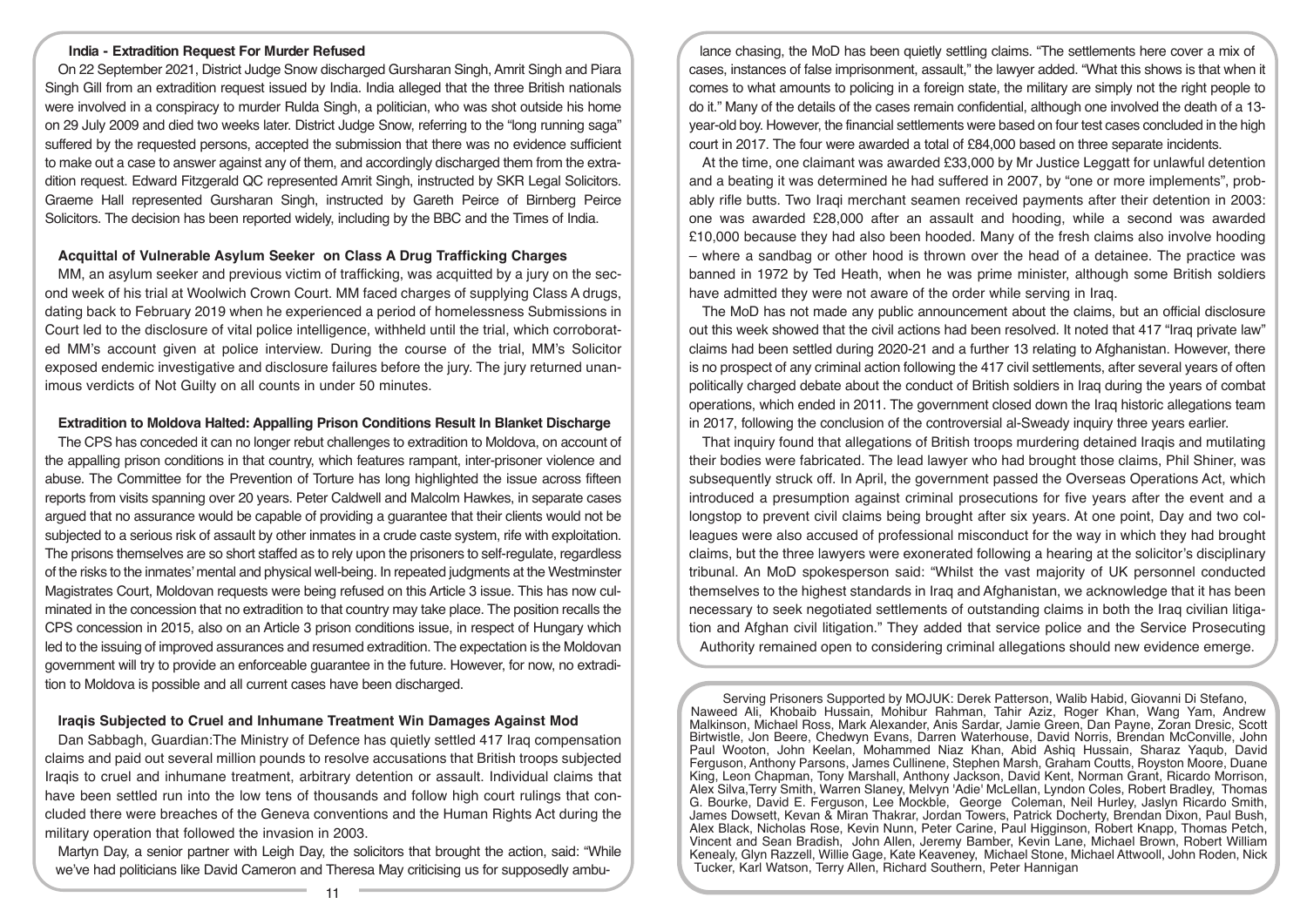### India - Extradition Request For Murder Refused

On 22 September 2021, District Judge Snow discharged Gursharan Singh, Amrit Singh and Piara Singh Gill from an extradition request issued by India. India alleged that the three British nationals were involved in a conspiracy to murder Rulda Singh, a politician, who was shot outside his home on 29 July 2009 and died two weeks later. District Judge Snow, referring to the "long running saga" suffered by the requested persons, accepted the submission that there was no evidence sufficient to make out a case to answer against any of them, and accordingly discharged them from the extradition request. Edward Fitzgerald QC represented Amrit Singh, instructed by SKR Legal Solicitors. Graeme Hall represented Gursharan Singh, instructed by Gareth Peirce of Birnberg Peirce Solicitors. The decision has been reported widely, including by the BBC and the Times of India.

### Acquittal of Vulnerable Asylum Seeker on Class A Drug Trafficking Charges

MM, an asylum seeker and previous victim of trafficking, was acquitted by a jury on the second week of his trial at Woolwich Crown Court. MM faced charges of supplying Class A drugs, dating back to February 2019 when he experienced a period of homelessness Submissions in Court led to the disclosure of vital police intelligence, withheld until the trial, which corroborated MM's account given at police interview. During the course of the trial, MM's Solicitor exposed endemic investigative and disclosure failures before the jury. The jury returned unanimous verdicts of Not Guilty on all counts in under 50 minutes.

### Extradition to Moldova Halted: Appalling Prison Conditions Result In Blanket Discharge

The CPS has conceded it can no longer rebut challenges to extradition to Moldova, on account of the appalling prison conditions in that country, which features rampant, inter-prisoner violence and abuse. The Committee for the Prevention of Torture has long highlighted the issue across fifteen reports from visits spanning over 20 years. Peter Caldwell and Malcolm Hawkes, in separate cases argued that no assurance would be capable of providing a guarantee that their clients would not be subjected to a serious risk of assault by other inmates in a crude caste system, rife with exploitation. The prisons themselves are so short staffed as to rely upon the prisoners to self-regulate, regardless of the risks to the inmates' mental and physical well-being. In repeated judgments at the Westminster Magistrates Court, Moldovan requests were being refused on this Article 3 issue. This has now culminated in the concession that no extradition to that country may take place. The position recalls the CPS concession in 2015, also on an Article 3 prison conditions issue, in respect of Hungary which led to the issuing of improved assurances and resumed extradition. The expectation is the Moldovan government will try to provide an enforceable guarantee in the future. However, for now, no extradition to Moldova is possible and all current cases have been discharged.

### Iraqis Subjected to Cruel and Inhumane Treatment Win Damages Against Mod

Dan Sabbagh, Guardian:The Ministry of Defence has quietly settled 417 Iraq compensation claims and paid out several million pounds to resolve accusations that British troops subjected Iraqis to cruel and inhumane treatment, arbitrary detention or assault. Individual claims that have been settled run into the low tens of thousands and follow high court rulings that concluded there were breaches of the Geneva conventions and the Human Rights Act during the military operation that followed the invasion in 2003.

Martyn Day, a senior partner with Leigh Day, the solicitors that brought the action, said: "While we've had politicians like David Cameron and Theresa May criticising us for supposedly ambulance chasing, the MoD has been quietly settling claims. "The settlements here cover a mix of cases, instances of false imprisonment, assault," the lawyer added. "What this shows is that when it comes to what amounts to policing in a foreign state, the military are simply not the right people to do it." Many of the details of the cases remain confidential, although one involved the death of a 13-year-old boy. However, the financial settlements were based on four test cases concluded in the high court in 2017. The four were awarded a total of £84,000 based on three separate incidents.

At the time, one claimant was awarded £33,000 by Mr Justice Leggatt for unlawful detention and a beating it was determined he had suffered in 2007, by "one or more implements", probably rifle butts. Two Iraqi merchant seamen received payments after their detention in 2003: one was awarded £28,000 after an assault and hooding, while a second was awarded £10,000 because they had also been hooded. Many of the fresh claims also involve hooding – where a sandbag or other hood is thrown over the head of a detainee. The practice was banned in 1972 by Ted Heath, when he was prime minister, although some British soldiers have admitted they were not aware of the order while serving in Iraq.

The MoD has not made any public announcement about the claims, but an official disclosure out this week showed that the civil actions had been resolved. It noted that 417 "Iraq private law" claims had been settled during 2020-21 and a further 13 relating to Afghanistan. However, there is no prospect of any criminal action following the 417 civil settlements, after several years of often politically charged debate about the conduct of British soldiers in Iraq during the years of combat operations, which ended in 2011. The government closed down the Iraq historic allegations team in 2017, following the conclusion of the controversial al-Sweady inquiry three years earlier.

That inquiry found that allegations of British troops murdering detained Iraqis and mutilating their bodies were fabricated. The lead lawyer who had brought those claims, Phil Shiner, was subsequently struck off. In April, the government passed the Overseas Operations Act, which introduced a presumption against criminal prosecutions for five years after the event and a longstop to prevent civil claims being brought after six years. At one point, Day and two colleagues were also accused of professional misconduct for the way in which they had brought claims, but the three lawyers were exonerated following a hearing at the solicitor's disciplinary tribunal. An MoD spokesperson said: "Whilst the vast majority of UK personnel conducted themselves to the highest standards in Iraq and Afghanistan, we acknowledge that it has been necessary to seek negotiated settlements of outstanding claims in both the Iraq civilian litigation and Afghan civil litigation." They added that service police and the Service Prosecuting Authority remained open to considering criminal allegations should new evidence emerge.

Serving Prisoners Supported by MOJUK: Derek Patterson, Walib Habid, Giovanni Di Stefano, Naweed Ali, Khobaib Hussain, Mohibur Rahman, Tahir Aziz, Roger Khan, Wang Yam, Andrew Malkinson, Michael Ross, Mark Alexander, Anis Sardar, Jamie Green, Dan Payne, Zoran Dresic, Scott Birtwistle, Jon Beere, Chedwyn Evans, Darren Waterhouse, David Norris, Brendan McConville, John Paul Wooton, John Keelan, Mohammed Niaz Khan, Abid Ashiq Hussain, Sharaz Yaqub, David Ferguson, Anthony Parsons, James Cullinene, Stephen Marsh, Graham Coutts, Royston Moore, Duane King, Leon Chapman, Tony Marshall, Anthony Jackson, David Kent, Norman Grant, Ricardo Morrison, Alex Silva,Terry Smith, Warren Slaney, Melvyn 'Adie' McLellan, Lyndon Coles, Robert Bradley, Thomas G. Bourke, David E. Ferguson, Lee Mockble, George Coleman, Neil Hurley, Jaslyn Ricardo Smith, James Dowsett, Kevan & Miran Thakrar, Jordan Towers, Patrick Docherty, Brendan Dixon, Paul Bush, Alex Black, Nicholas Rose, Kevin Nunn, Peter Carine, Paul Higginson, Robert Knapp, Thomas Petch, Vincent and Sean Bradish, John Allen, Jeremy Bamber, Kevin Lane, Michael Brown, Robert William Kenealy, Glyn Razzell, Willie Gage, Kate Keaveney, Michael Stone, Michael Attwooll, John Roden, Nick Tucker, Karl Watson, Terry Allen, Richard Southern, Peter Hannigan